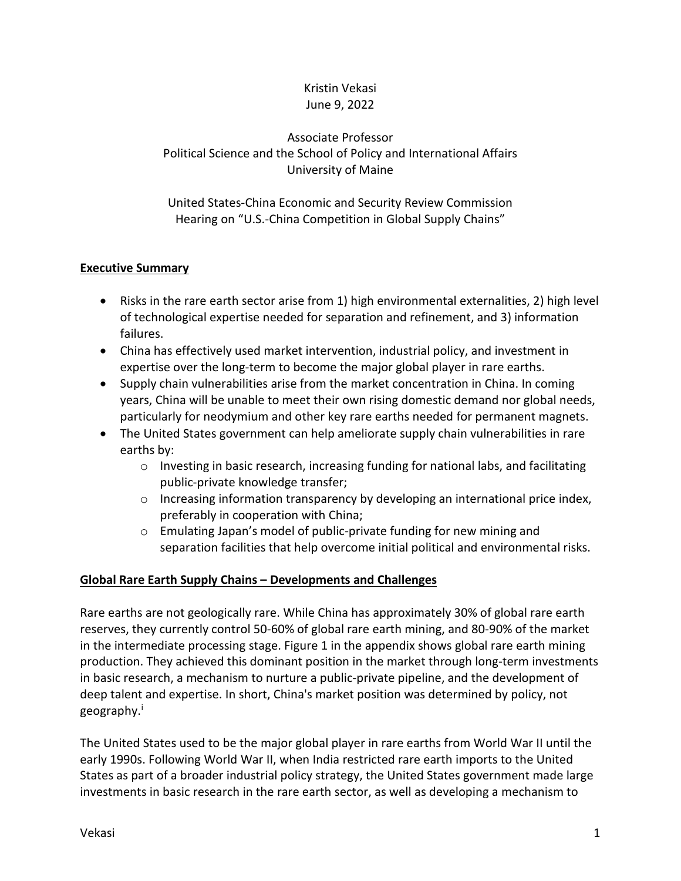Kristin Vekasi
June 9, 2022

Associate Professor
Political Science and the School of Policy and International Affairs
University of Maine

United States-China Economic and Security Review Commission
Hearing on "U.S.-China Competition in Global Supply Chains"

## Executive Summary

- Risks in the rare earth sector arise from 1) high environmental externalities, 2) high level of technological expertise needed for separation and refinement, and 3) information failures.
- China has effectively used market intervention, industrial policy, and investment in expertise over the long-term to become the major global player in rare earths.
- Supply chain vulnerabilities arise from the market concentration in China. In coming years, China will be unable to meet their own rising domestic demand nor global needs, particularly for neodymium and other key rare earths needed for permanent magnets.
- The United States government can help ameliorate supply chain vulnerabilities in rare earths by:
  - Investing in basic research, increasing funding for national labs, and facilitating public-private knowledge transfer;
  - Increasing information transparency by developing an international price index, preferably in cooperation with China;
  - Emulating Japan's model of public-private funding for new mining and separation facilities that help overcome initial political and environmental risks.

## Global Rare Earth Supply Chains – Developments and Challenges

Rare earths are not geologically rare. While China has approximately 30% of global rare earth reserves, they currently control 50-60% of global rare earth mining, and 80-90% of the market in the intermediate processing stage. Figure 1 in the appendix shows global rare earth mining production. They achieved this dominant position in the market through long-term investments in basic research, a mechanism to nurture a public-private pipeline, and the development of deep talent and expertise. In short, China's market position was determined by policy, not geography.[i]

The United States used to be the major global player in rare earths from World War II until the early 1990s. Following World War II, when India restricted rare earth imports to the United States as part of a broader industrial policy strategy, the United States government made large investments in basic research in the rare earth sector, as well as developing a mechanism to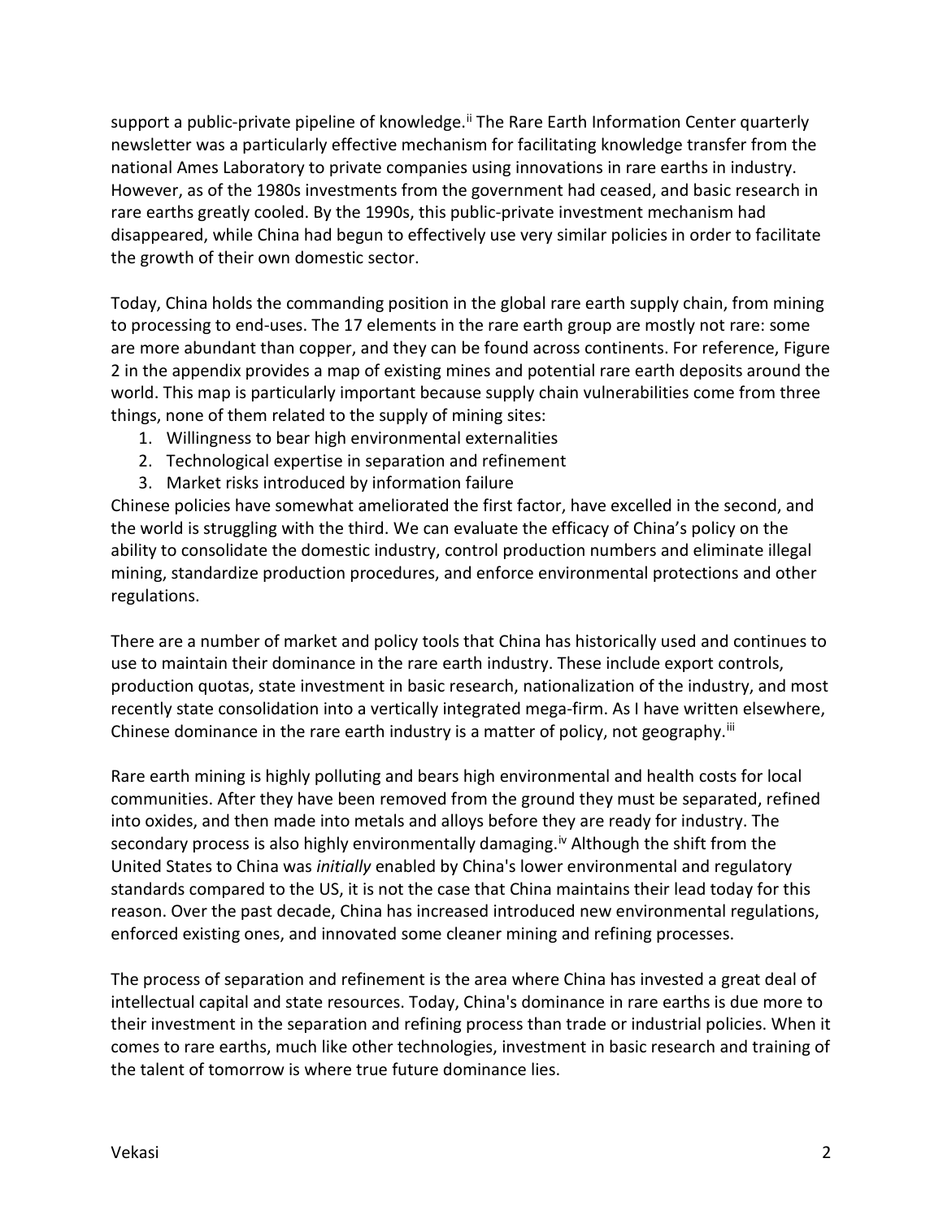support a public-private pipeline of knowledge.[ii] The Rare Earth Information Center quarterly newsletter was a particularly effective mechanism for facilitating knowledge transfer from the national Ames Laboratory to private companies using innovations in rare earths in industry. However, as of the 1980s investments from the government had ceased, and basic research in rare earths greatly cooled. By the 1990s, this public-private investment mechanism had disappeared, while China had begun to effectively use very similar policies in order to facilitate the growth of their own domestic sector.

Today, China holds the commanding position in the global rare earth supply chain, from mining to processing to end-uses. The 17 elements in the rare earth group are mostly not rare: some are more abundant than copper, and they can be found across continents. For reference, Figure 2 in the appendix provides a map of existing mines and potential rare earth deposits around the world. This map is particularly important because supply chain vulnerabilities come from three things, none of them related to the supply of mining sites:

1. Willingness to bear high environmental externalities
2. Technological expertise in separation and refinement
3. Market risks introduced by information failure

Chinese policies have somewhat ameliorated the first factor, have excelled in the second, and the world is struggling with the third. We can evaluate the efficacy of China's policy on the ability to consolidate the domestic industry, control production numbers and eliminate illegal mining, standardize production procedures, and enforce environmental protections and other regulations.

There are a number of market and policy tools that China has historically used and continues to use to maintain their dominance in the rare earth industry. These include export controls, production quotas, state investment in basic research, nationalization of the industry, and most recently state consolidation into a vertically integrated mega-firm. As I have written elsewhere, Chinese dominance in the rare earth industry is a matter of policy, not geography.[iii]

Rare earth mining is highly polluting and bears high environmental and health costs for local communities. After they have been removed from the ground they must be separated, refined into oxides, and then made into metals and alloys before they are ready for industry. The secondary process is also highly environmentally damaging.[iv] Although the shift from the United States to China was *initially* enabled by China's lower environmental and regulatory standards compared to the US, it is not the case that China maintains their lead today for this reason. Over the past decade, China has increased introduced new environmental regulations, enforced existing ones, and innovated some cleaner mining and refining processes.

The process of separation and refinement is the area where China has invested a great deal of intellectual capital and state resources. Today, China's dominance in rare earths is due more to their investment in the separation and refining process than trade or industrial policies. When it comes to rare earths, much like other technologies, investment in basic research and training of the talent of tomorrow is where true future dominance lies.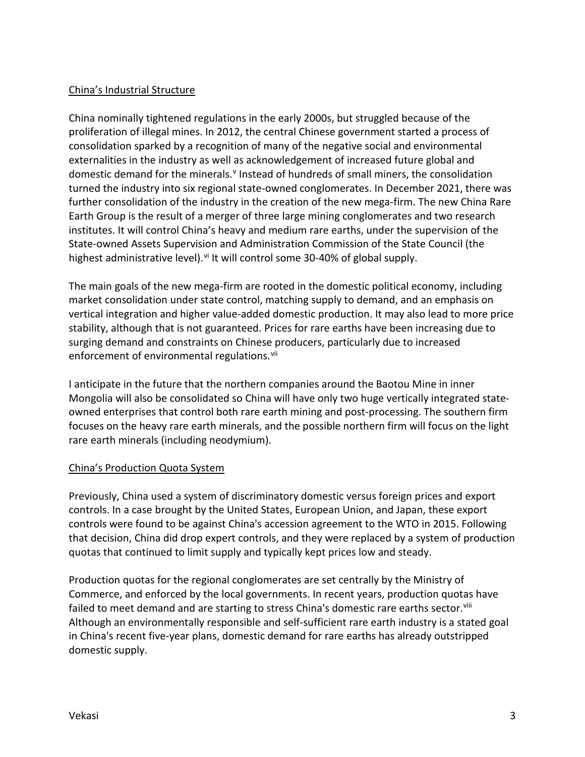## China's Industrial Structure

China nominally tightened regulations in the early 2000s, but struggled because of the proliferation of illegal mines. In 2012, the central Chinese government started a process of consolidation sparked by a recognition of many of the negative social and environmental externalities in the industry as well as acknowledgement of increased future global and domestic demand for the minerals.[v] Instead of hundreds of small miners, the consolidation turned the industry into six regional state-owned conglomerates. In December 2021, there was further consolidation of the industry in the creation of the new mega-firm. The new China Rare Earth Group is the result of a merger of three large mining conglomerates and two research institutes. It will control China's heavy and medium rare earths, under the supervision of the State-owned Assets Supervision and Administration Commission of the State Council (the highest administrative level).[vi] It will control some 30-40% of global supply.

The main goals of the new mega-firm are rooted in the domestic political economy, including market consolidation under state control, matching supply to demand, and an emphasis on vertical integration and higher value-added domestic production. It may also lead to more price stability, although that is not guaranteed. Prices for rare earths have been increasing due to surging demand and constraints on Chinese producers, particularly due to increased enforcement of environmental regulations.[vii]

I anticipate in the future that the northern companies around the Baotou Mine in inner Mongolia will also be consolidated so China will have only two huge vertically integrated state-owned enterprises that control both rare earth mining and post-processing. The southern firm focuses on the heavy rare earth minerals, and the possible northern firm will focus on the light rare earth minerals (including neodymium).

## China's Production Quota System

Previously, China used a system of discriminatory domestic versus foreign prices and export controls. In a case brought by the United States, European Union, and Japan, these export controls were found to be against China's accession agreement to the WTO in 2015. Following that decision, China did drop expert controls, and they were replaced by a system of production quotas that continued to limit supply and typically kept prices low and steady.

Production quotas for the regional conglomerates are set centrally by the Ministry of Commerce, and enforced by the local governments. In recent years, production quotas have failed to meet demand and are starting to stress China's domestic rare earths sector.[viii] Although an environmentally responsible and self-sufficient rare earth industry is a stated goal in China's recent five-year plans, domestic demand for rare earths has already outstripped domestic supply.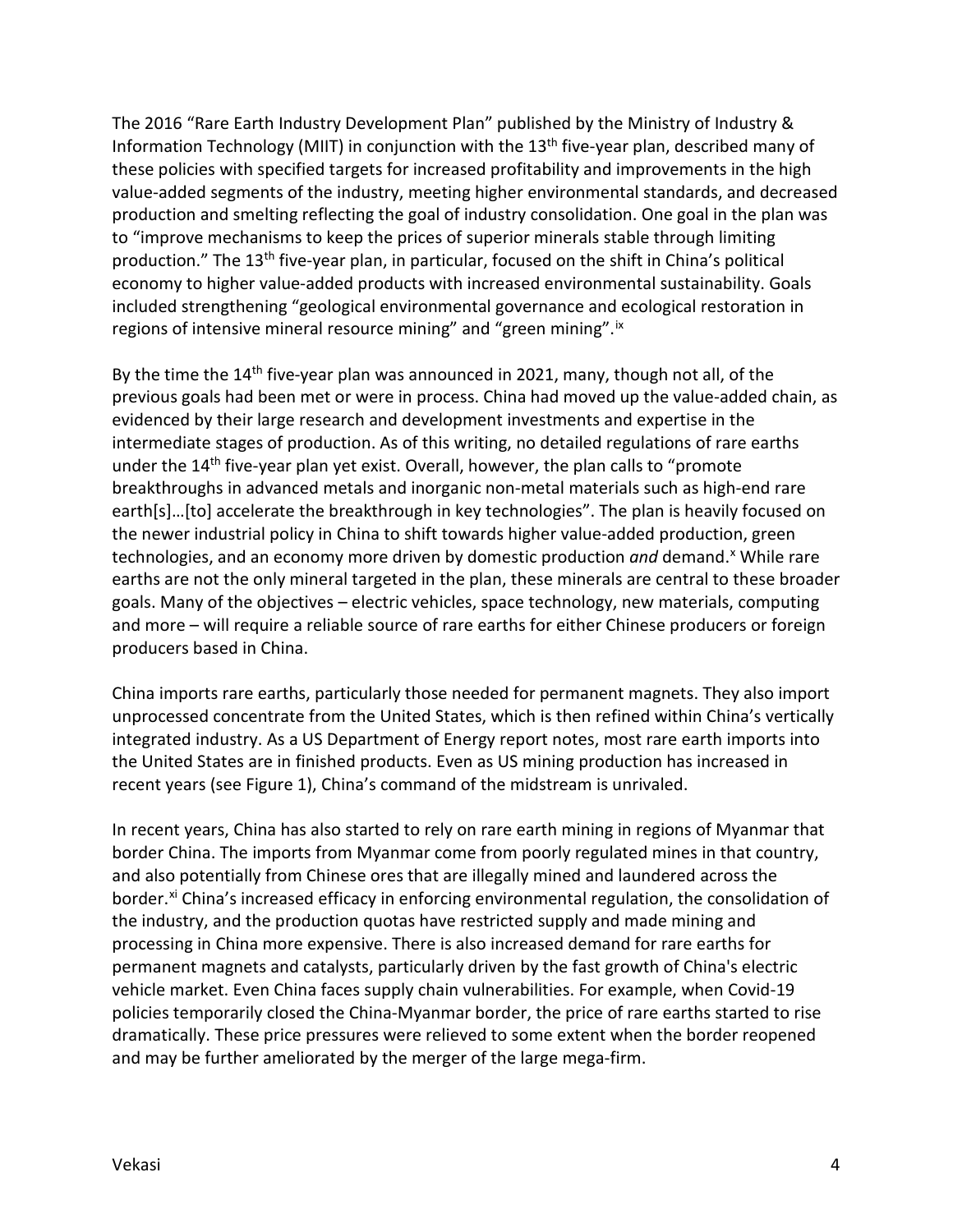The 2016 "Rare Earth Industry Development Plan" published by the Ministry of Industry & Information Technology (MIIT) in conjunction with the 13th five-year plan, described many of these policies with specified targets for increased profitability and improvements in the high value-added segments of the industry, meeting higher environmental standards, and decreased production and smelting reflecting the goal of industry consolidation. One goal in the plan was to "improve mechanisms to keep the prices of superior minerals stable through limiting production." The 13th five-year plan, in particular, focused on the shift in China's political economy to higher value-added products with increased environmental sustainability. Goals included strengthening "geological environmental governance and ecological restoration in regions of intensive mineral resource mining" and "green mining".[ix]

By the time the 14th five-year plan was announced in 2021, many, though not all, of the previous goals had been met or were in process. China had moved up the value-added chain, as evidenced by their large research and development investments and expertise in the intermediate stages of production. As of this writing, no detailed regulations of rare earths under the 14th five-year plan yet exist. Overall, however, the plan calls to "promote breakthroughs in advanced metals and inorganic non-metal materials such as high-end rare earth[s]…[to] accelerate the breakthrough in key technologies". The plan is heavily focused on the newer industrial policy in China to shift towards higher value-added production, green technologies, and an economy more driven by domestic production *and* demand.[x] While rare earths are not the only mineral targeted in the plan, these minerals are central to these broader goals. Many of the objectives – electric vehicles, space technology, new materials, computing and more – will require a reliable source of rare earths for either Chinese producers or foreign producers based in China.

China imports rare earths, particularly those needed for permanent magnets. They also import unprocessed concentrate from the United States, which is then refined within China's vertically integrated industry. As a US Department of Energy report notes, most rare earth imports into the United States are in finished products. Even as US mining production has increased in recent years (see Figure 1), China's command of the midstream is unrivaled.

In recent years, China has also started to rely on rare earth mining in regions of Myanmar that border China. The imports from Myanmar come from poorly regulated mines in that country, and also potentially from Chinese ores that are illegally mined and laundered across the border.[xi] China's increased efficacy in enforcing environmental regulation, the consolidation of the industry, and the production quotas have restricted supply and made mining and processing in China more expensive. There is also increased demand for rare earths for permanent magnets and catalysts, particularly driven by the fast growth of China's electric vehicle market. Even China faces supply chain vulnerabilities. For example, when Covid-19 policies temporarily closed the China-Myanmar border, the price of rare earths started to rise dramatically. These price pressures were relieved to some extent when the border reopened and may be further ameliorated by the merger of the large mega-firm.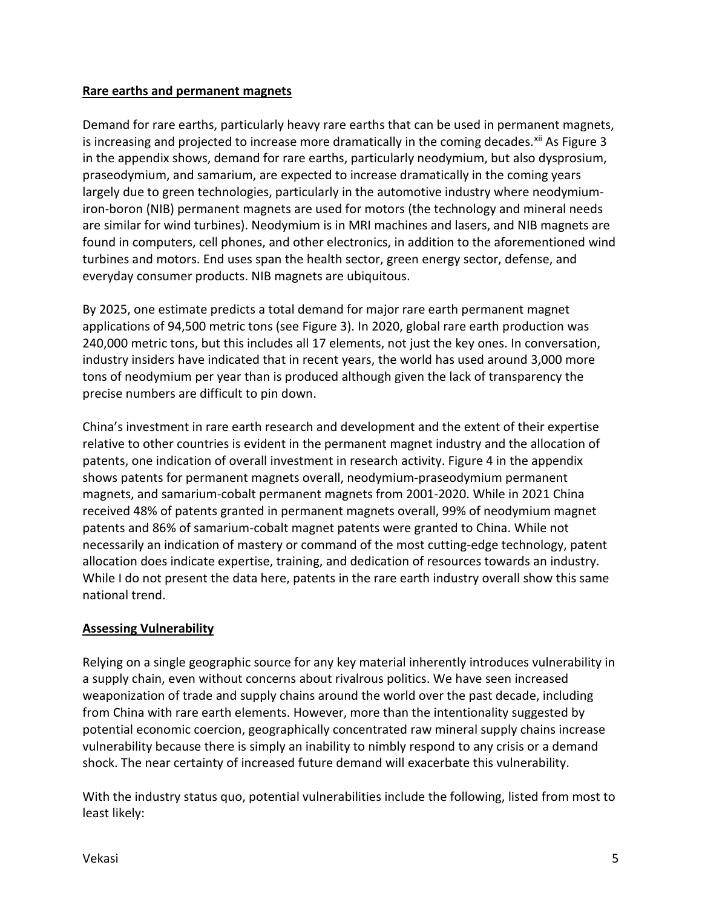## Rare earths and permanent magnets

Demand for rare earths, particularly heavy rare earths that can be used in permanent magnets, is increasing and projected to increase more dramatically in the coming decades.[xii] As Figure 3 in the appendix shows, demand for rare earths, particularly neodymium, but also dysprosium, praseodymium, and samarium, are expected to increase dramatically in the coming years largely due to green technologies, particularly in the automotive industry where neodymium-iron-boron (NIB) permanent magnets are used for motors (the technology and mineral needs are similar for wind turbines). Neodymium is in MRI machines and lasers, and NIB magnets are found in computers, cell phones, and other electronics, in addition to the aforementioned wind turbines and motors. End uses span the health sector, green energy sector, defense, and everyday consumer products. NIB magnets are ubiquitous.

By 2025, one estimate predicts a total demand for major rare earth permanent magnet applications of 94,500 metric tons (see Figure 3). In 2020, global rare earth production was 240,000 metric tons, but this includes all 17 elements, not just the key ones. In conversation, industry insiders have indicated that in recent years, the world has used around 3,000 more tons of neodymium per year than is produced although given the lack of transparency the precise numbers are difficult to pin down.

China's investment in rare earth research and development and the extent of their expertise relative to other countries is evident in the permanent magnet industry and the allocation of patents, one indication of overall investment in research activity. Figure 4 in the appendix shows patents for permanent magnets overall, neodymium-praseodymium permanent magnets, and samarium-cobalt permanent magnets from 2001-2020. While in 2021 China received 48% of patents granted in permanent magnets overall, 99% of neodymium magnet patents and 86% of samarium-cobalt magnet patents were granted to China. While not necessarily an indication of mastery or command of the most cutting-edge technology, patent allocation does indicate expertise, training, and dedication of resources towards an industry. While I do not present the data here, patents in the rare earth industry overall show this same national trend.

## Assessing Vulnerability

Relying on a single geographic source for any key material inherently introduces vulnerability in a supply chain, even without concerns about rivalrous politics. We have seen increased weaponization of trade and supply chains around the world over the past decade, including from China with rare earth elements. However, more than the intentionality suggested by potential economic coercion, geographically concentrated raw mineral supply chains increase vulnerability because there is simply an inability to nimbly respond to any crisis or a demand shock. The near certainty of increased future demand will exacerbate this vulnerability.

With the industry status quo, potential vulnerabilities include the following, listed from most to least likely: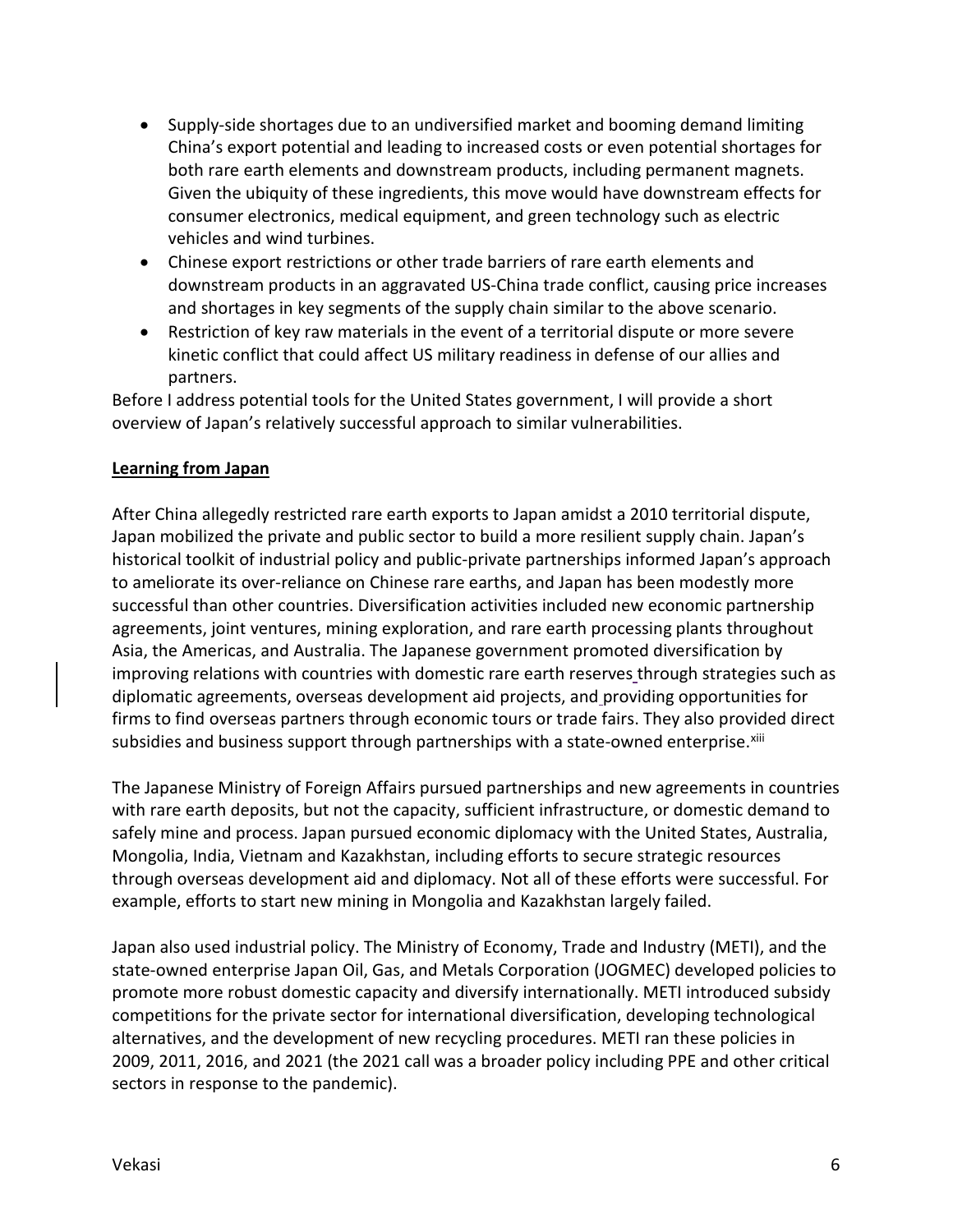- Supply-side shortages due to an undiversified market and booming demand limiting China's export potential and leading to increased costs or even potential shortages for both rare earth elements and downstream products, including permanent magnets. Given the ubiquity of these ingredients, this move would have downstream effects for consumer electronics, medical equipment, and green technology such as electric vehicles and wind turbines.
- Chinese export restrictions or other trade barriers of rare earth elements and downstream products in an aggravated US-China trade conflict, causing price increases and shortages in key segments of the supply chain similar to the above scenario.
- Restriction of key raw materials in the event of a territorial dispute or more severe kinetic conflict that could affect US military readiness in defense of our allies and partners.

Before I address potential tools for the United States government, I will provide a short overview of Japan's relatively successful approach to similar vulnerabilities.

**Learning from Japan**

After China allegedly restricted rare earth exports to Japan amidst a 2010 territorial dispute, Japan mobilized the private and public sector to build a more resilient supply chain. Japan's historical toolkit of industrial policy and public-private partnerships informed Japan's approach to ameliorate its over-reliance on Chinese rare earths, and Japan has been modestly more successful than other countries. Diversification activities included new economic partnership agreements, joint ventures, mining exploration, and rare earth processing plants throughout Asia, the Americas, and Australia. The Japanese government promoted diversification by improving relations with countries with domestic rare earth reserves through strategies such as diplomatic agreements, overseas development aid projects, and providing opportunities for firms to find overseas partners through economic tours or trade fairs. They also provided direct subsidies and business support through partnerships with a state-owned enterprise.[xiii]

The Japanese Ministry of Foreign Affairs pursued partnerships and new agreements in countries with rare earth deposits, but not the capacity, sufficient infrastructure, or domestic demand to safely mine and process. Japan pursued economic diplomacy with the United States, Australia, Mongolia, India, Vietnam and Kazakhstan, including efforts to secure strategic resources through overseas development aid and diplomacy. Not all of these efforts were successful. For example, efforts to start new mining in Mongolia and Kazakhstan largely failed.

Japan also used industrial policy. The Ministry of Economy, Trade and Industry (METI), and the state-owned enterprise Japan Oil, Gas, and Metals Corporation (JOGMEC) developed policies to promote more robust domestic capacity and diversify internationally. METI introduced subsidy competitions for the private sector for international diversification, developing technological alternatives, and the development of new recycling procedures. METI ran these policies in 2009, 2011, 2016, and 2021 (the 2021 call was a broader policy including PPE and other critical sectors in response to the pandemic).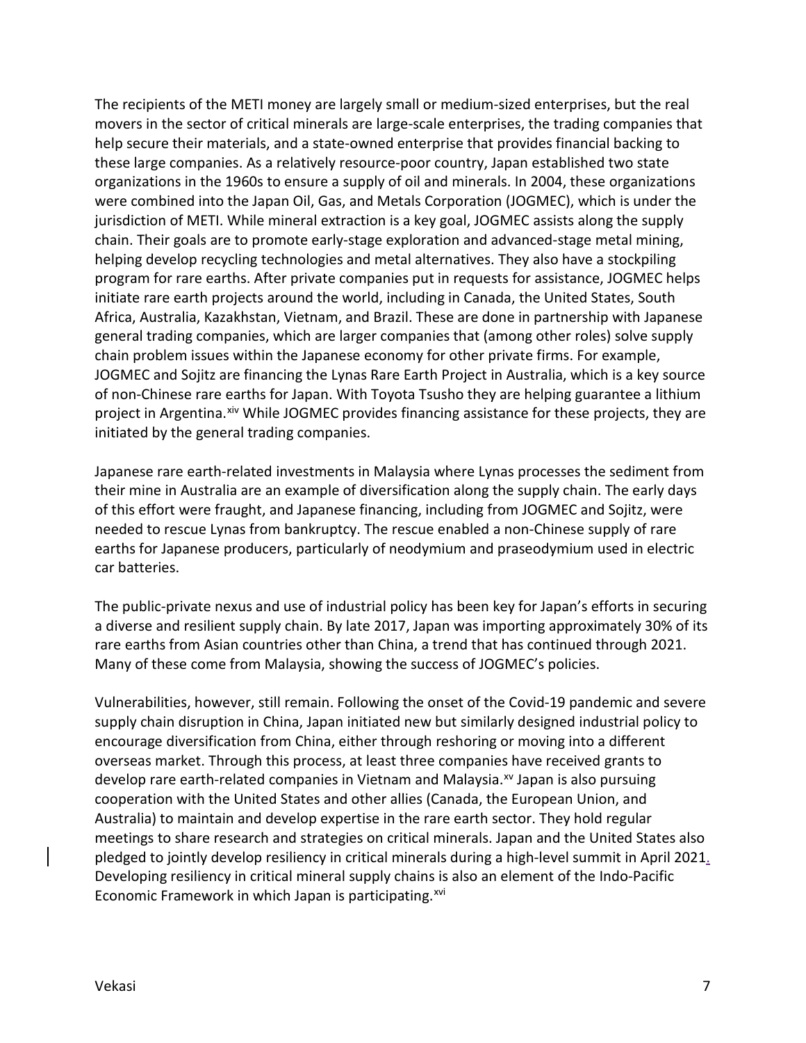The recipients of the METI money are largely small or medium-sized enterprises, but the real movers in the sector of critical minerals are large-scale enterprises, the trading companies that help secure their materials, and a state-owned enterprise that provides financial backing to these large companies. As a relatively resource-poor country, Japan established two state organizations in the 1960s to ensure a supply of oil and minerals. In 2004, these organizations were combined into the Japan Oil, Gas, and Metals Corporation (JOGMEC), which is under the jurisdiction of METI. While mineral extraction is a key goal, JOGMEC assists along the supply chain. Their goals are to promote early-stage exploration and advanced-stage metal mining, helping develop recycling technologies and metal alternatives. They also have a stockpiling program for rare earths. After private companies put in requests for assistance, JOGMEC helps initiate rare earth projects around the world, including in Canada, the United States, South Africa, Australia, Kazakhstan, Vietnam, and Brazil. These are done in partnership with Japanese general trading companies, which are larger companies that (among other roles) solve supply chain problem issues within the Japanese economy for other private firms. For example, JOGMEC and Sojitz are financing the Lynas Rare Earth Project in Australia, which is a key source of non-Chinese rare earths for Japan. With Toyota Tsusho they are helping guarantee a lithium project in Argentina.[xiv] While JOGMEC provides financing assistance for these projects, they are initiated by the general trading companies.

Japanese rare earth-related investments in Malaysia where Lynas processes the sediment from their mine in Australia are an example of diversification along the supply chain. The early days of this effort were fraught, and Japanese financing, including from JOGMEC and Sojitz, were needed to rescue Lynas from bankruptcy. The rescue enabled a non-Chinese supply of rare earths for Japanese producers, particularly of neodymium and praseodymium used in electric car batteries.

The public-private nexus and use of industrial policy has been key for Japan's efforts in securing a diverse and resilient supply chain. By late 2017, Japan was importing approximately 30% of its rare earths from Asian countries other than China, a trend that has continued through 2021. Many of these come from Malaysia, showing the success of JOGMEC's policies.

Vulnerabilities, however, still remain. Following the onset of the Covid-19 pandemic and severe supply chain disruption in China, Japan initiated new but similarly designed industrial policy to encourage diversification from China, either through reshoring or moving into a different overseas market. Through this process, at least three companies have received grants to develop rare earth-related companies in Vietnam and Malaysia.[xv] Japan is also pursuing cooperation with the United States and other allies (Canada, the European Union, and Australia) to maintain and develop expertise in the rare earth sector. They hold regular meetings to share research and strategies on critical minerals. Japan and the United States also pledged to jointly develop resiliency in critical minerals during a high-level summit in April 2021. Developing resiliency in critical mineral supply chains is also an element of the Indo-Pacific Economic Framework in which Japan is participating.[xvi]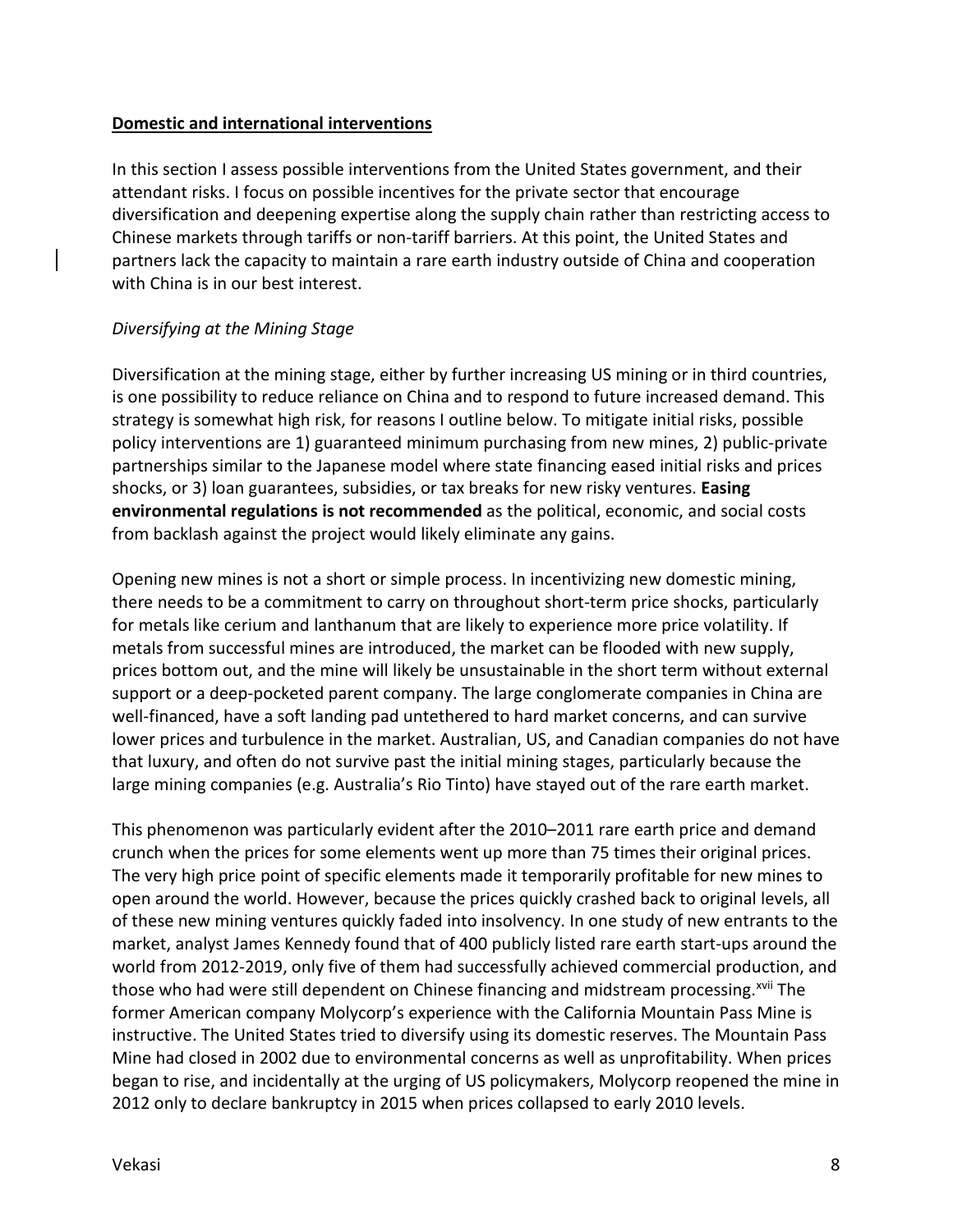## Domestic and international interventions

In this section I assess possible interventions from the United States government, and their attendant risks. I focus on possible incentives for the private sector that encourage diversification and deepening expertise along the supply chain rather than restricting access to Chinese markets through tariffs or non-tariff barriers. At this point, the United States and partners lack the capacity to maintain a rare earth industry outside of China and cooperation with China is in our best interest.

### *Diversifying at the Mining Stage*

Diversification at the mining stage, either by further increasing US mining or in third countries, is one possibility to reduce reliance on China and to respond to future increased demand. This strategy is somewhat high risk, for reasons I outline below. To mitigate initial risks, possible policy interventions are 1) guaranteed minimum purchasing from new mines, 2) public-private partnerships similar to the Japanese model where state financing eased initial risks and prices shocks, or 3) loan guarantees, subsidies, or tax breaks for new risky ventures. **Easing environmental regulations is not recommended** as the political, economic, and social costs from backlash against the project would likely eliminate any gains.

Opening new mines is not a short or simple process. In incentivizing new domestic mining, there needs to be a commitment to carry on throughout short-term price shocks, particularly for metals like cerium and lanthanum that are likely to experience more price volatility. If metals from successful mines are introduced, the market can be flooded with new supply, prices bottom out, and the mine will likely be unsustainable in the short term without external support or a deep-pocketed parent company. The large conglomerate companies in China are well-financed, have a soft landing pad untethered to hard market concerns, and can survive lower prices and turbulence in the market. Australian, US, and Canadian companies do not have that luxury, and often do not survive past the initial mining stages, particularly because the large mining companies (e.g. Australia's Rio Tinto) have stayed out of the rare earth market.

This phenomenon was particularly evident after the 2010–2011 rare earth price and demand crunch when the prices for some elements went up more than 75 times their original prices. The very high price point of specific elements made it temporarily profitable for new mines to open around the world. However, because the prices quickly crashed back to original levels, all of these new mining ventures quickly faded into insolvency. In one study of new entrants to the market, analyst James Kennedy found that of 400 publicly listed rare earth start-ups around the world from 2012-2019, only five of them had successfully achieved commercial production, and those who had were still dependent on Chinese financing and midstream processing.[xvii] The former American company Molycorp's experience with the California Mountain Pass Mine is instructive. The United States tried to diversify using its domestic reserves. The Mountain Pass Mine had closed in 2002 due to environmental concerns as well as unprofitability. When prices began to rise, and incidentally at the urging of US policymakers, Molycorp reopened the mine in 2012 only to declare bankruptcy in 2015 when prices collapsed to early 2010 levels.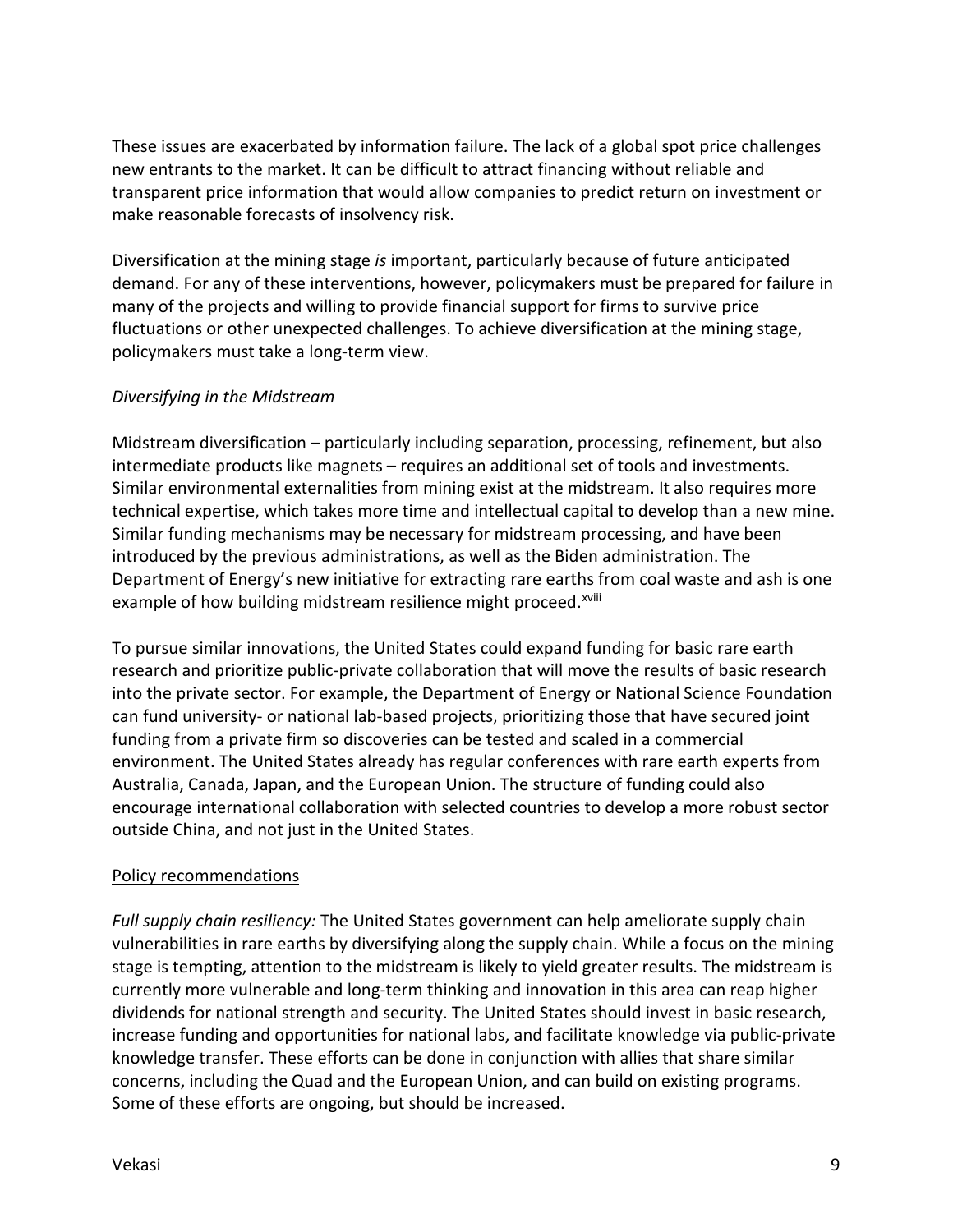These issues are exacerbated by information failure. The lack of a global spot price challenges new entrants to the market. It can be difficult to attract financing without reliable and transparent price information that would allow companies to predict return on investment or make reasonable forecasts of insolvency risk.

Diversification at the mining stage *is* important, particularly because of future anticipated demand. For any of these interventions, however, policymakers must be prepared for failure in many of the projects and willing to provide financial support for firms to survive price fluctuations or other unexpected challenges. To achieve diversification at the mining stage, policymakers must take a long-term view.

*Diversifying in the Midstream*

Midstream diversification – particularly including separation, processing, refinement, but also intermediate products like magnets – requires an additional set of tools and investments. Similar environmental externalities from mining exist at the midstream. It also requires more technical expertise, which takes more time and intellectual capital to develop than a new mine. Similar funding mechanisms may be necessary for midstream processing, and have been introduced by the previous administrations, as well as the Biden administration. The Department of Energy's new initiative for extracting rare earths from coal waste and ash is one example of how building midstream resilience might proceed.[xviii]

To pursue similar innovations, the United States could expand funding for basic rare earth research and prioritize public-private collaboration that will move the results of basic research into the private sector. For example, the Department of Energy or National Science Foundation can fund university- or national lab-based projects, prioritizing those that have secured joint funding from a private firm so discoveries can be tested and scaled in a commercial environment. The United States already has regular conferences with rare earth experts from Australia, Canada, Japan, and the European Union. The structure of funding could also encourage international collaboration with selected countries to develop a more robust sector outside China, and not just in the United States.

<u>Policy recommendations</u>

*Full supply chain resiliency:* The United States government can help ameliorate supply chain vulnerabilities in rare earths by diversifying along the supply chain. While a focus on the mining stage is tempting, attention to the midstream is likely to yield greater results. The midstream is currently more vulnerable and long-term thinking and innovation in this area can reap higher dividends for national strength and security. The United States should invest in basic research, increase funding and opportunities for national labs, and facilitate knowledge via public-private knowledge transfer. These efforts can be done in conjunction with allies that share similar concerns, including the Quad and the European Union, and can build on existing programs. Some of these efforts are ongoing, but should be increased.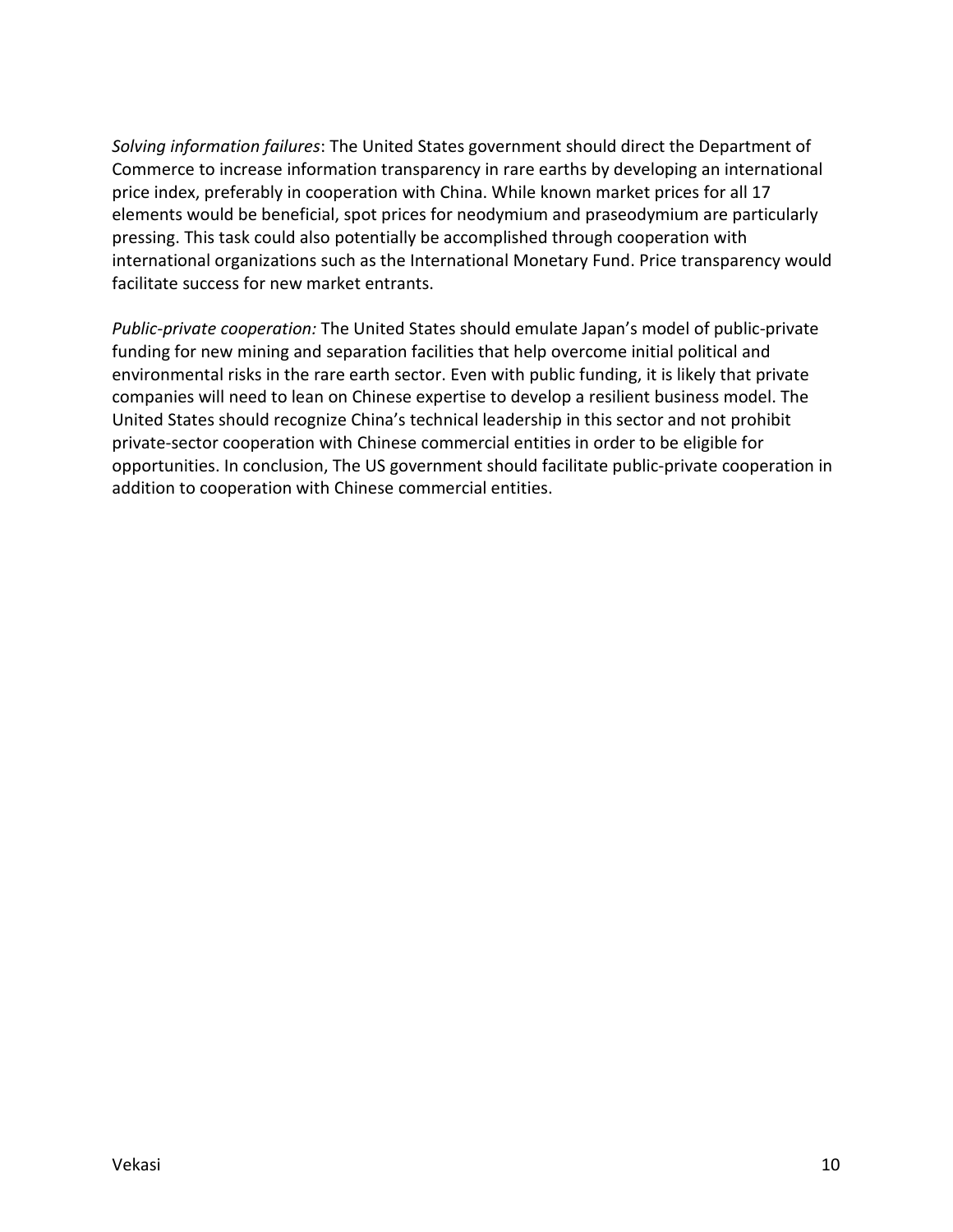*Solving information failures*: The United States government should direct the Department of Commerce to increase information transparency in rare earths by developing an international price index, preferably in cooperation with China. While known market prices for all 17 elements would be beneficial, spot prices for neodymium and praseodymium are particularly pressing. This task could also potentially be accomplished through cooperation with international organizations such as the International Monetary Fund. Price transparency would facilitate success for new market entrants.

*Public-private cooperation:* The United States should emulate Japan's model of public-private funding for new mining and separation facilities that help overcome initial political and environmental risks in the rare earth sector. Even with public funding, it is likely that private companies will need to lean on Chinese expertise to develop a resilient business model. The United States should recognize China's technical leadership in this sector and not prohibit private-sector cooperation with Chinese commercial entities in order to be eligible for opportunities. In conclusion, The US government should facilitate public-private cooperation in addition to cooperation with Chinese commercial entities.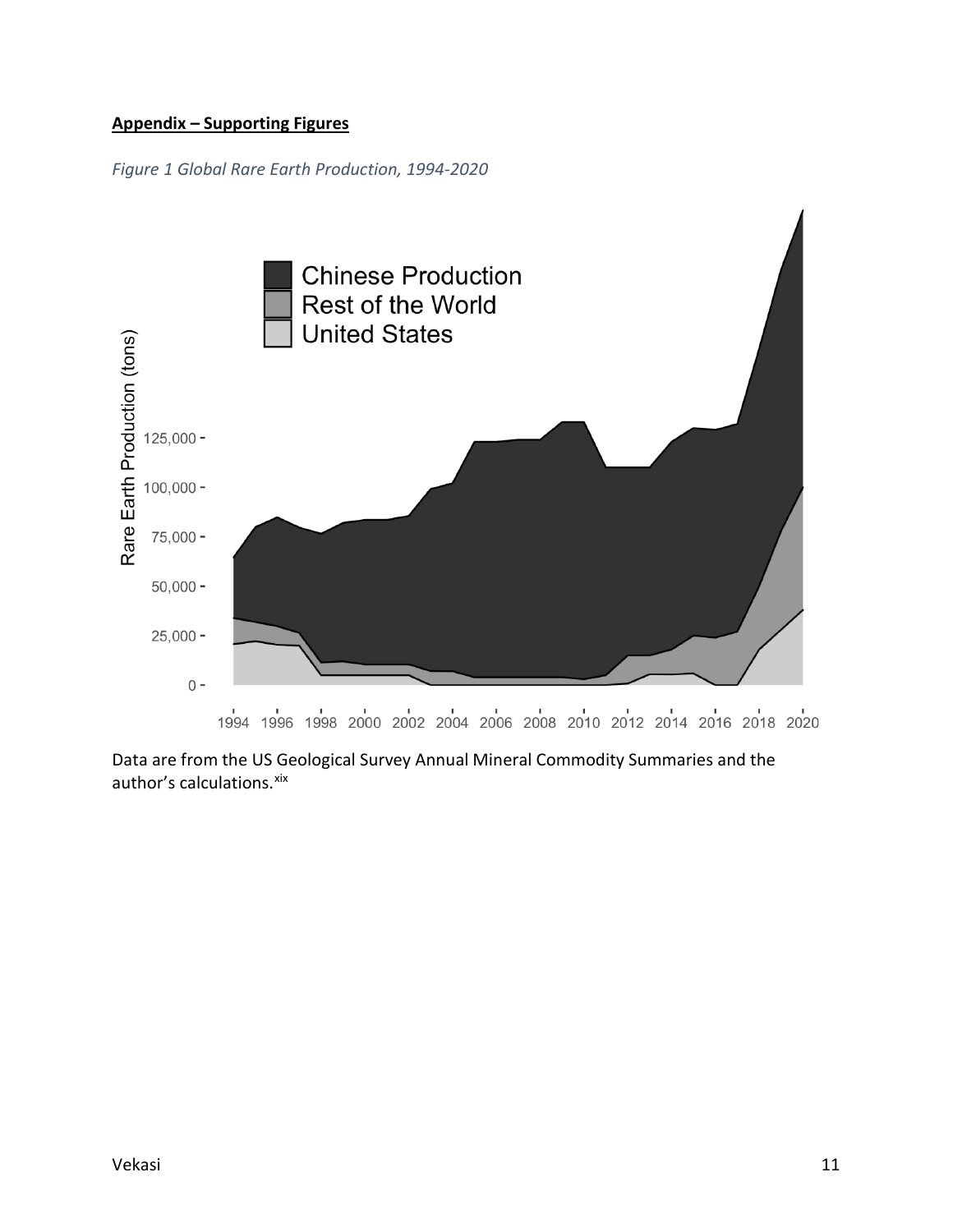**Appendix – Supporting Figures**

*Figure 1 Global Rare Earth Production, 1994-2020*

Data are from the US Geological Survey Annual Mineral Commodity Summaries and the author's calculations.[xix]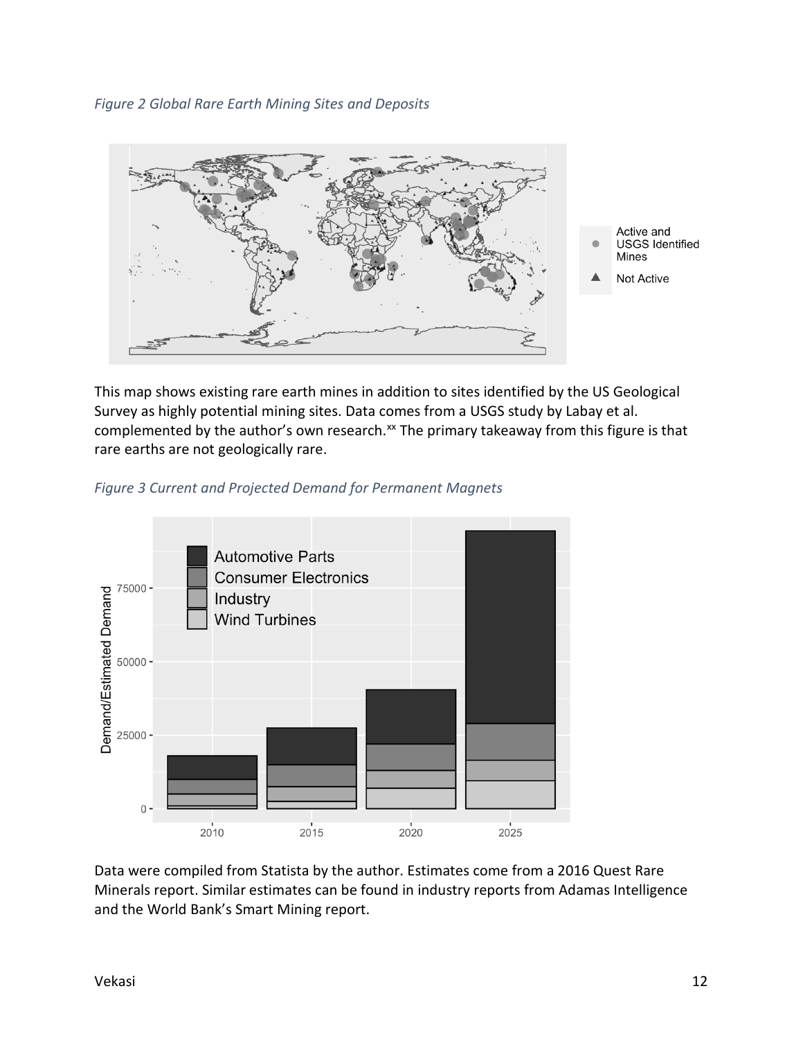*Figure 2 Global Rare Earth Mining Sites and Deposits*

This map shows existing rare earth mines in addition to sites identified by the US Geological Survey as highly potential mining sites. Data comes from a USGS study by Labay et al. complemented by the author's own research.[xx] The primary takeaway from this figure is that rare earths are not geologically rare.

*Figure 3 Current and Projected Demand for Permanent Magnets*

Data were compiled from Statista by the author. Estimates come from a 2016 Quest Rare Minerals report. Similar estimates can be found in industry reports from Adamas Intelligence and the World Bank's Smart Mining report.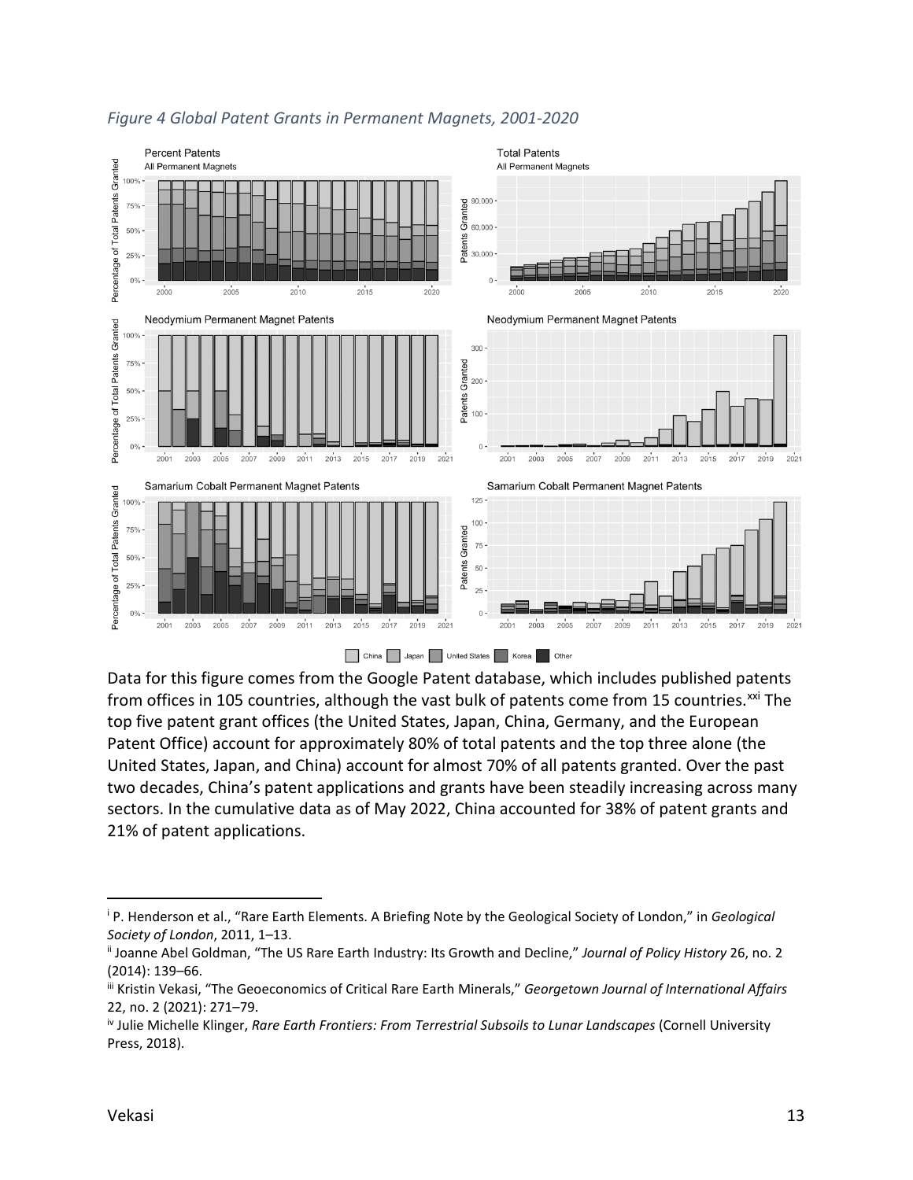*Figure 4 Global Patent Grants in Permanent Magnets, 2001-2020*

Data for this figure comes from the Google Patent database, which includes published patents from offices in 105 countries, although the vast bulk of patents come from 15 countries.[xxi] The top five patent grant offices (the United States, Japan, China, Germany, and the European Patent Office) account for approximately 80% of total patents and the top three alone (the United States, Japan, and China) account for almost 70% of all patents granted. Over the past two decades, China's patent applications and grants have been steadily increasing across many sectors. In the cumulative data as of May 2022, China accounted for 38% of patent grants and 21% of patent applications.

---

[i] P. Henderson et al., "Rare Earth Elements. A Briefing Note by the Geological Society of London," in *Geological Society of London*, 2011, 1–13.

[ii] Joanne Abel Goldman, "The US Rare Earth Industry: Its Growth and Decline," *Journal of Policy History* 26, no. 2 (2014): 139–66.

[iii] Kristin Vekasi, "The Geoeconomics of Critical Rare Earth Minerals," *Georgetown Journal of International Affairs* 22, no. 2 (2021): 271–79.

[iv] Julie Michelle Klinger, *Rare Earth Frontiers: From Terrestrial Subsoils to Lunar Landscapes* (Cornell University Press, 2018).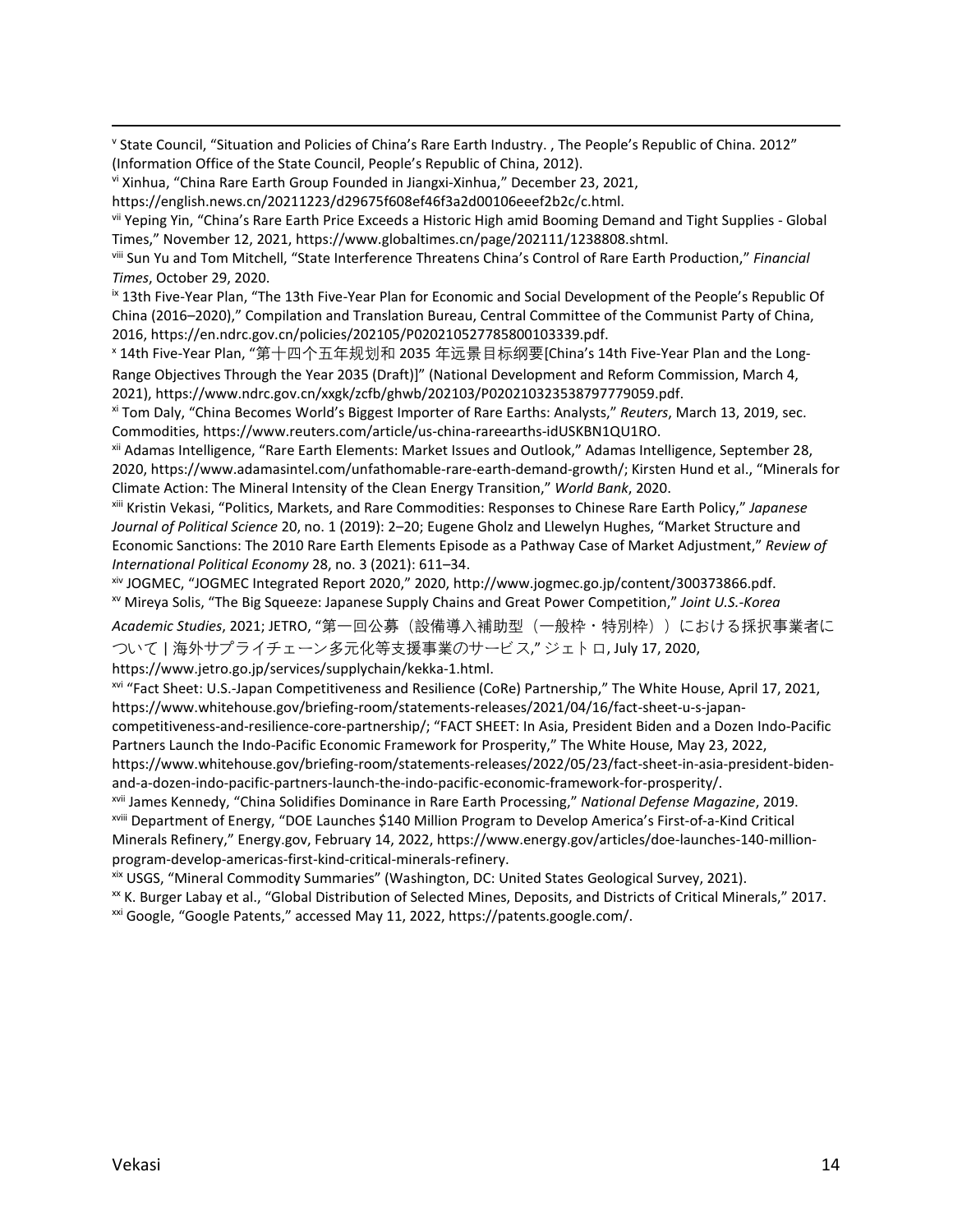[v] State Council, "Situation and Policies of China's Rare Earth Industry. , The People's Republic of China. 2012" (Information Office of the State Council, People's Republic of China, 2012).

[vi] Xinhua, "China Rare Earth Group Founded in Jiangxi-Xinhua," December 23, 2021, https://english.news.cn/20211223/d29675f608ef46f3a2d00106eeef2b2c/c.html.

[vii] Yeping Yin, "China's Rare Earth Price Exceeds a Historic High amid Booming Demand and Tight Supplies - Global Times," November 12, 2021, https://www.globaltimes.cn/page/202111/1238808.shtml.

[viii] Sun Yu and Tom Mitchell, "State Interference Threatens China's Control of Rare Earth Production," *Financial Times*, October 29, 2020.

[ix] 13th Five-Year Plan, "The 13th Five-Year Plan for Economic and Social Development of the People's Republic Of China (2016–2020)," Compilation and Translation Bureau, Central Committee of the Communist Party of China, 2016, https://en.ndrc.gov.cn/policies/202105/P020210527785800103339.pdf.

[x] 14th Five-Year Plan, "第十四个五年规划和 2035 年远景目标纲要[China's 14th Five-Year Plan and the Long-Range Objectives Through the Year 2035 (Draft)]" (National Development and Reform Commission, March 4, 2021), https://www.ndrc.gov.cn/xxgk/zcfb/ghwb/202103/P020210323538797779059.pdf.

[xi] Tom Daly, "China Becomes World's Biggest Importer of Rare Earths: Analysts," *Reuters*, March 13, 2019, sec. Commodities, https://www.reuters.com/article/us-china-rareearths-idUSKBN1QU1RO.

[xii] Adamas Intelligence, "Rare Earth Elements: Market Issues and Outlook," Adamas Intelligence, September 28, 2020, https://www.adamasintel.com/unfathomable-rare-earth-demand-growth/; Kirsten Hund et al., "Minerals for Climate Action: The Mineral Intensity of the Clean Energy Transition," *World Bank*, 2020.

[xiii] Kristin Vekasi, "Politics, Markets, and Rare Commodities: Responses to Chinese Rare Earth Policy," *Japanese Journal of Political Science* 20, no. 1 (2019): 2–20; Eugene Gholz and Llewelyn Hughes, "Market Structure and Economic Sanctions: The 2010 Rare Earth Elements Episode as a Pathway Case of Market Adjustment," *Review of International Political Economy* 28, no. 3 (2021): 611–34.

[xiv] JOGMEC, "JOGMEC Integrated Report 2020," 2020, http://www.jogmec.go.jp/content/300373866.pdf.

[xv] Mireya Solis, "The Big Squeeze: Japanese Supply Chains and Great Power Competition," *Joint U.S.-Korea Academic Studies*, 2021; JETRO, "第一回公募（設備導入補助型（一般枠・特別枠））における採択事業者について | 海外サプライチェーン多元化等支援事業のサービス," ジェトロ, July 17, 2020, https://www.jetro.go.jp/services/supplychain/kekka-1.html.

[xvi] "Fact Sheet: U.S.-Japan Competitiveness and Resilience (CoRe) Partnership," The White House, April 17, 2021, https://www.whitehouse.gov/briefing-room/statements-releases/2021/04/16/fact-sheet-u-s-japan-competitiveness-and-resilience-core-partnership/; "FACT SHEET: In Asia, President Biden and a Dozen Indo-Pacific Partners Launch the Indo-Pacific Economic Framework for Prosperity," The White House, May 23, 2022, https://www.whitehouse.gov/briefing-room/statements-releases/2022/05/23/fact-sheet-in-asia-president-biden-and-a-dozen-indo-pacific-partners-launch-the-indo-pacific-economic-framework-for-prosperity/.

[xvii] James Kennedy, "China Solidifies Dominance in Rare Earth Processing," *National Defense Magazine*, 2019.

[xviii] Department of Energy, "DOE Launches $140 Million Program to Develop America's First-of-a-Kind Critical Minerals Refinery," Energy.gov, February 14, 2022, https://www.energy.gov/articles/doe-launches-140-million-program-develop-americas-first-kind-critical-minerals-refinery.

[xix] USGS, "Mineral Commodity Summaries" (Washington, DC: United States Geological Survey, 2021).

[xx] K. Burger Labay et al., "Global Distribution of Selected Mines, Deposits, and Districts of Critical Minerals," 2017.

[xxi] Google, "Google Patents," accessed May 11, 2022, https://patents.google.com/.